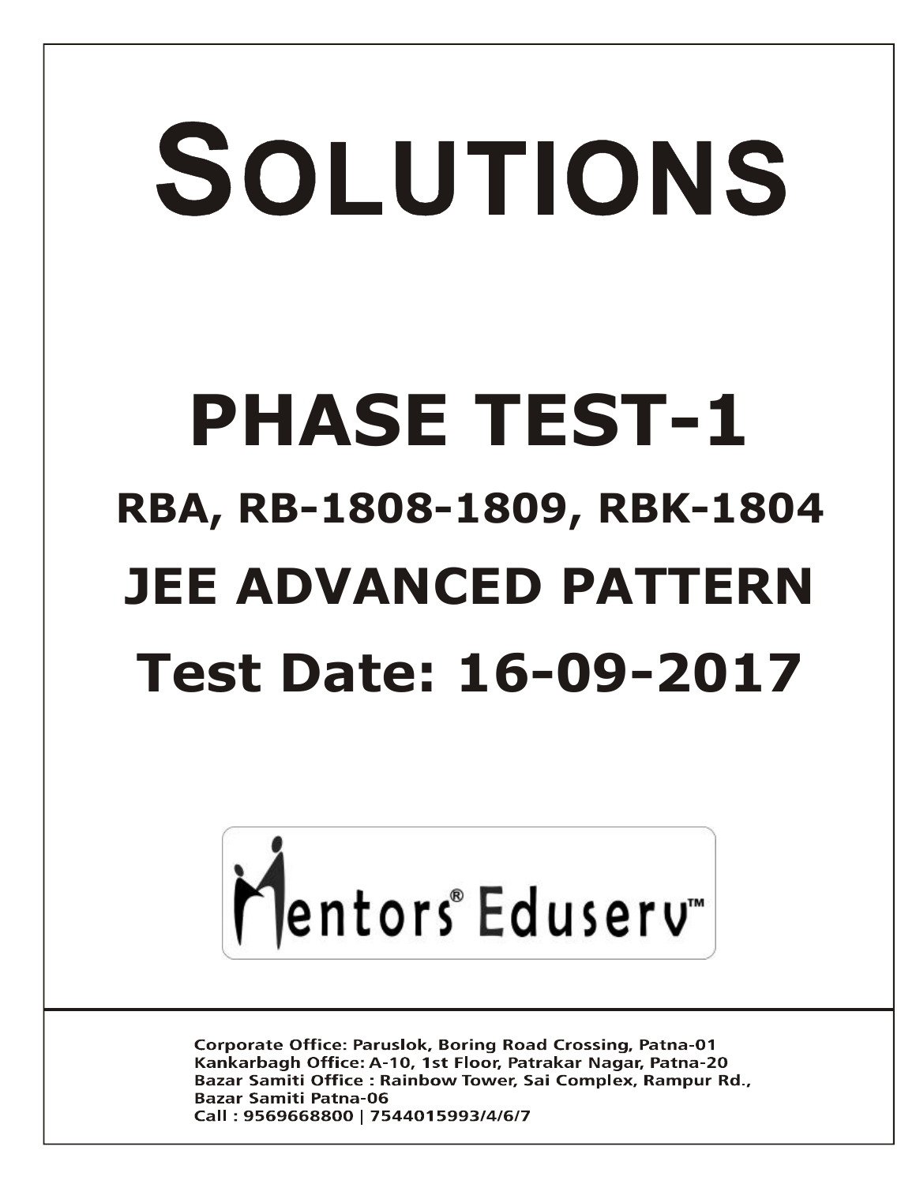# SOLUTIONS

# PHASE TEST-1

## RBA, RB-1808-1809, RBK-1804

## JEE ADVANCED PATTERN

## Test Date: 16-09-2017

Mentors® Eduserv™

Corporate Office: Paruslok, Boring Road Crossing, Patna-01
Kankarbagh Office: A-10, 1st Floor, Patrakar Nagar, Patna-20
Bazar Samiti Office : Rainbow Tower, Sai Complex, Rampur Rd., Bazar Samiti Patna-06
Call : 9569668800 | 7544015993/4/6/7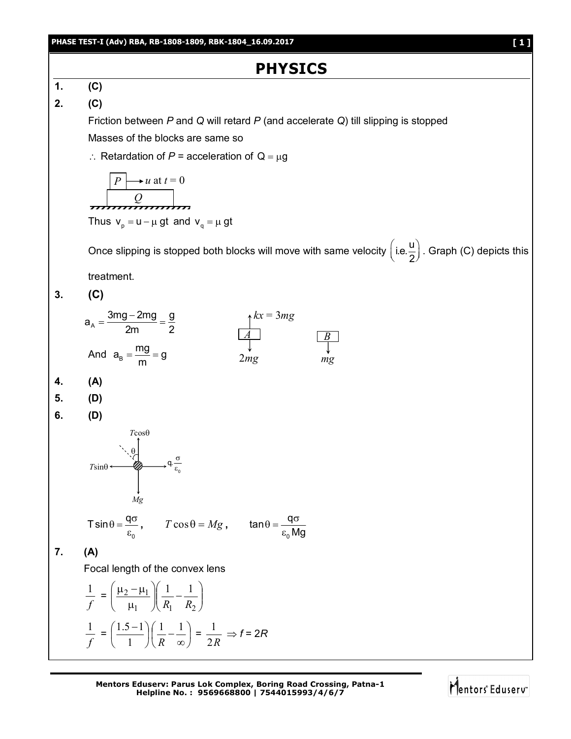# PHYSICS

**1.** **(C)**

**2.** **(C)**

Friction between *P* and *Q* will retard *P* (and accelerate *Q*) till slipping is stopped

Masses of the blocks are same so

$\therefore$ Retardation of *P* = acceleration of $Q = \mu g$

Thus $v_p = u - \mu gt$ and $v_q = \mu gt$

Once slipping is stopped both blocks will move with same velocity $\left(\text{i.e.} \frac{u}{2}\right)$. Graph (C) depicts this treatment.

**3.** **(C)**

$$a_A = \frac{3mg - 2mg}{2m} = \frac{g}{2}$$

And $a_B = \frac{mg}{m} = g$

**4.** **(A)**

**5.** **(D)**

**6.** **(D)**

$T\sin\theta = \frac{q\sigma}{\varepsilon_0}$, $\quad T\cos\theta = Mg$, $\quad \tan\theta = \frac{q\sigma}{\varepsilon_0 Mg}$

**7.** **(A)**

Focal length of the convex lens

$$\frac{1}{f} = \left(\frac{\mu_2 - \mu_1}{\mu_1}\right)\left(\frac{1}{R_1} - \frac{1}{R_2}\right)$$

$$\frac{1}{f} = \left(\frac{1.5 - 1}{1}\right)\left(\frac{1}{R} - \frac{1}{\infty}\right) = \frac{1}{2R} \Rightarrow f = 2R$$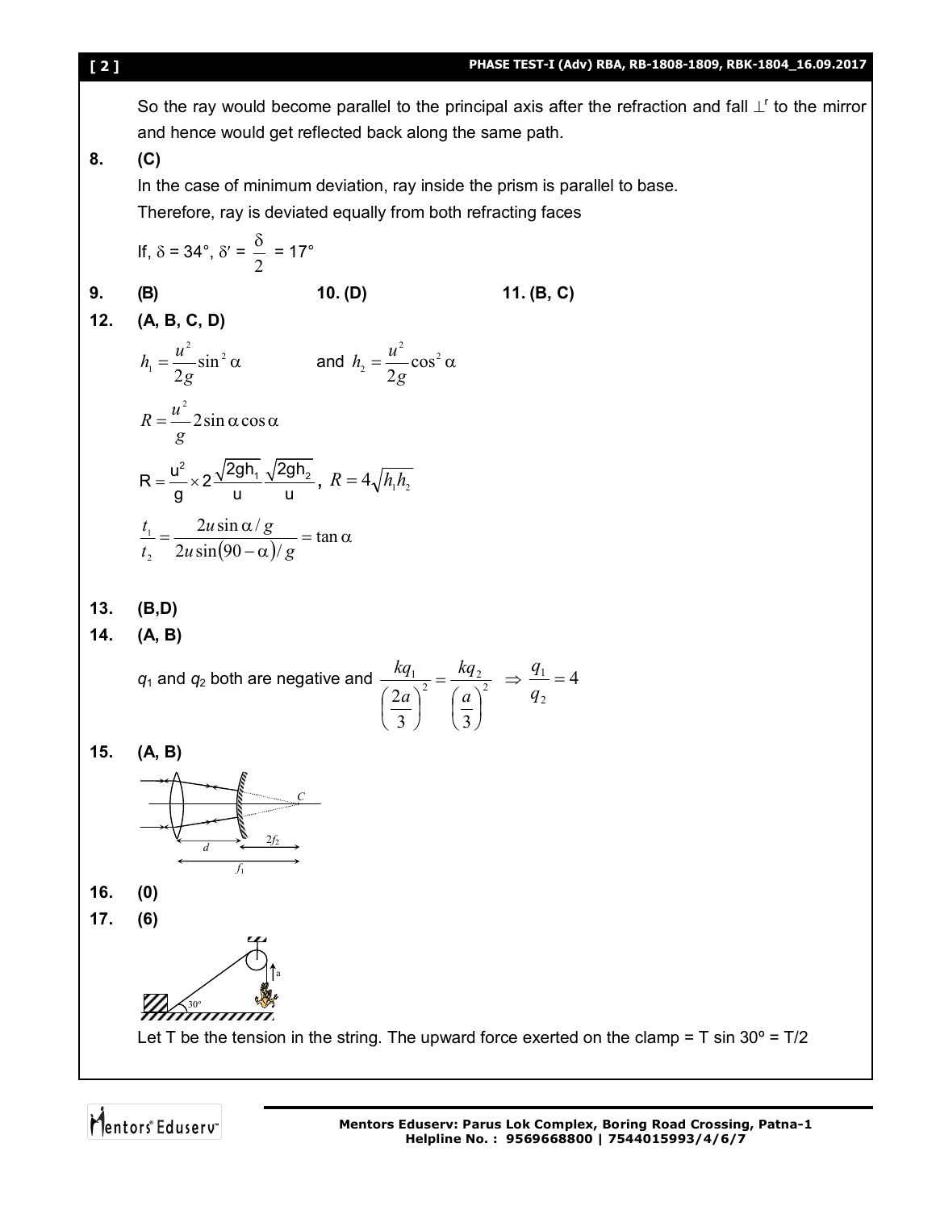So the ray would become parallel to the principal axis after the refraction and fall $\perp^r$ to the mirror and hence would get reflected back along the same path.

**8.** **(C)**

In the case of minimum deviation, ray inside the prism is parallel to base.

Therefore, ray is deviated equally from both refracting faces

If, $\delta = 34°$, $\delta' = \frac{\delta}{2} = 17°$

**9.** **(B)** **10. (D)** **11. (B, C)**

**12.** **(A, B, C, D)**

$h_1 = \frac{u^2}{2g}\sin^2\alpha$ and $h_2 = \frac{u^2}{2g}\cos^2\alpha$

$R = \frac{u^2}{g} 2\sin\alpha\cos\alpha$

$R = \frac{u^2}{g} \times 2\frac{\sqrt{2gh_1}}{u}\frac{\sqrt{2gh_2}}{u}$, $R = 4\sqrt{h_1 h_2}$

$\frac{t_1}{t_2} = \frac{2u\sin\alpha / g}{2u\sin(90-\alpha)/g} = \tan\alpha$

**13.** **(B,D)**

**14.** **(A, B)**

$q_1$ and $q_2$ both are negative and $\frac{kq_1}{\left(\frac{2a}{3}\right)^2} = \frac{kq_2}{\left(\frac{a}{3}\right)^2} \Rightarrow \frac{q_1}{q_2} = 4$

**15.** **(A, B)**

**16.** **(0)**

**17.** **(6)**

Let T be the tension in the string. The upward force exerted on the clamp = T sin 30° = T/2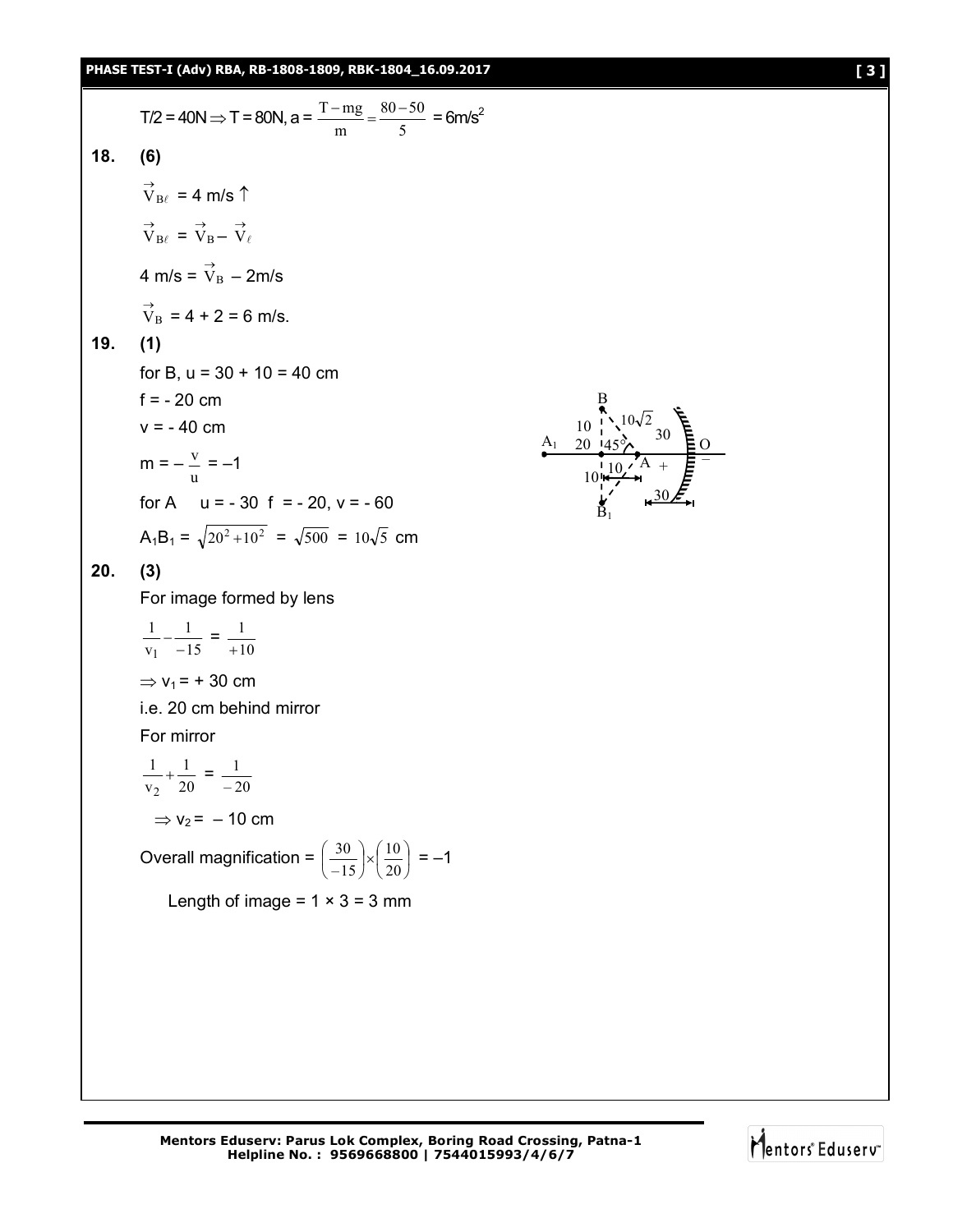$T/2 = 40N \Rightarrow T = 80N$, $a = \frac{T - mg}{m} = \frac{80 - 50}{5} = 6 m/s^2$

**18. (6)**

$\vec{V}_{B\ell} = 4$ m/s ↑

$\vec{V}_{B\ell} = \vec{V}_B - \vec{V}_\ell$

4 m/s = $\vec{V}_B$ – 2m/s

$\vec{V}_B = 4 + 2 = 6$ m/s.

**19. (1)**

for B, u = 30 + 10 = 40 cm

f = - 20 cm

v = - 40 cm

$m = -\frac{v}{u} = -1$

for A  u = - 30 f = - 20, v = - 60

$A_1B_1 = \sqrt{20^2 + 10^2} = \sqrt{500} = 10\sqrt{5}$ cm

**20. (3)**

For image formed by lens

$$\frac{1}{v_1} - \frac{1}{-15} = \frac{1}{+10}$$

$\Rightarrow v_1 = +30$ cm

i.e. 20 cm behind mirror

For mirror

$$\frac{1}{v_2} + \frac{1}{20} = \frac{1}{-20}$$

$\Rightarrow v_2 = -10$ cm

Overall magnification = $\left(\frac{30}{-15}\right) \times \left(\frac{10}{20}\right) = -1$

Length of image = 1 × 3 = 3 mm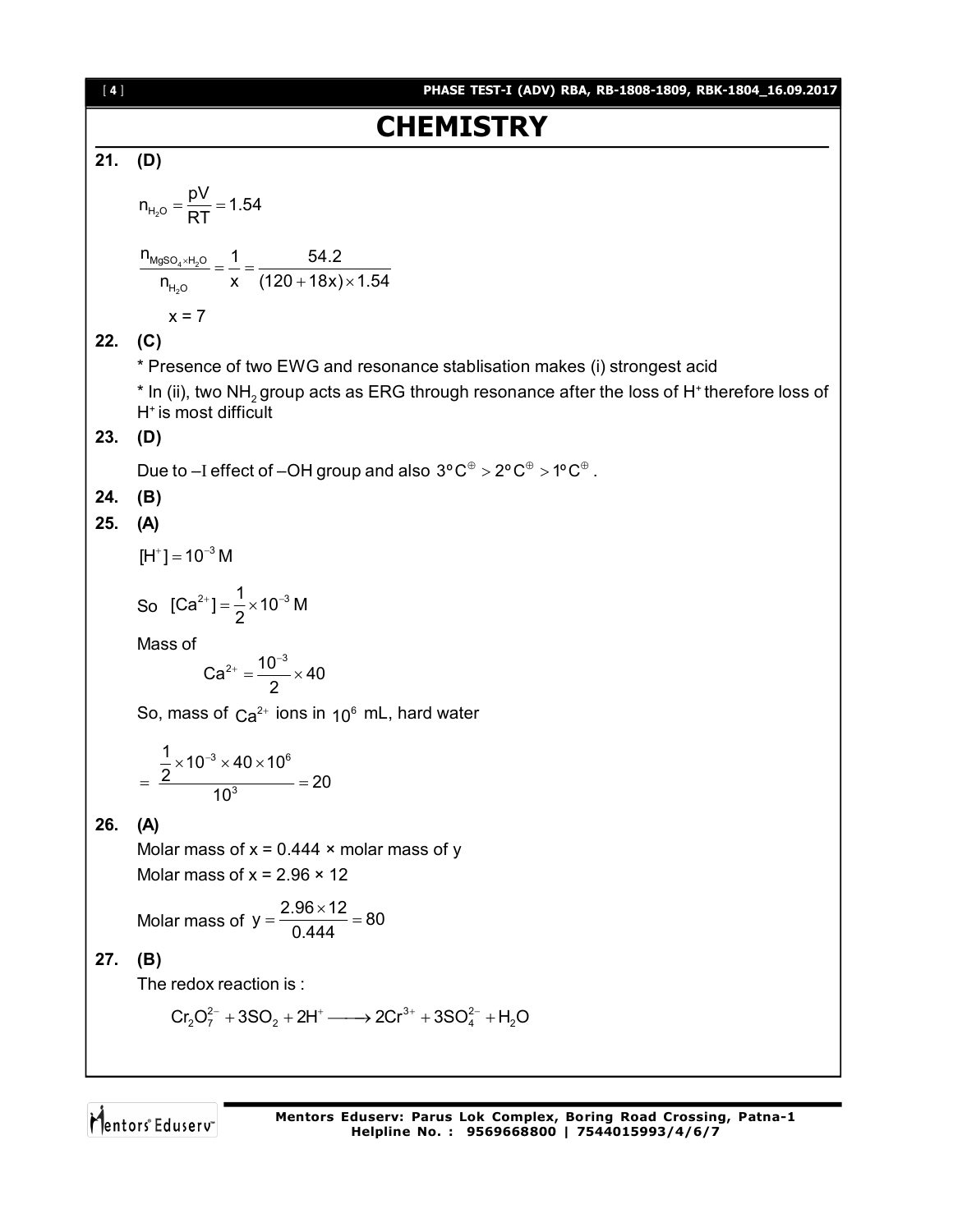# CHEMISTRY

**21. (D)**

$$n_{H_2O} = \frac{pV}{RT} = 1.54$$

$$\frac{n_{MgSO_4 \times H_2O}}{n_{H_2O}} = \frac{1}{x} = \frac{54.2}{(120 + 18x) \times 1.54}$$

$x = 7$

**22. (C)**

* Presence of two EWG and resonance stablisation makes (i) strongest acid

* In (ii), two $NH_2$ group acts as ERG through resonance after the loss of $H^+$ therefore loss of $H^+$ is most difficult

**23. (D)**

Due to $-I$ effect of –OH group and also $3°C^{\oplus} > 2°C^{\oplus} > 1°C^{\oplus}$.

**24. (B)**

**25. (A)**

$[H^+] = 10^{-3}$ M

So $[Ca^{2+}] = \frac{1}{2} \times 10^{-3}$ M

Mass of

$$Ca^{2+} = \frac{10^{-3}}{2} \times 40$$

So, mass of $Ca^{2+}$ ions in $10^6$ mL, hard water

$$= \frac{\frac{1}{2} \times 10^{-3} \times 40 \times 10^6}{10^3} = 20$$

**26. (A)**

Molar mass of x = 0.444 × molar mass of y

Molar mass of x = 2.96 × 12

Molar mass of $y = \frac{2.96 \times 12}{0.444} = 80$

**27. (B)**

The redox reaction is :

$$Cr_2O_7^{2-} + 3SO_2 + 2H^+ \longrightarrow 2Cr^{3+} + 3SO_4^{2-} + H_2O$$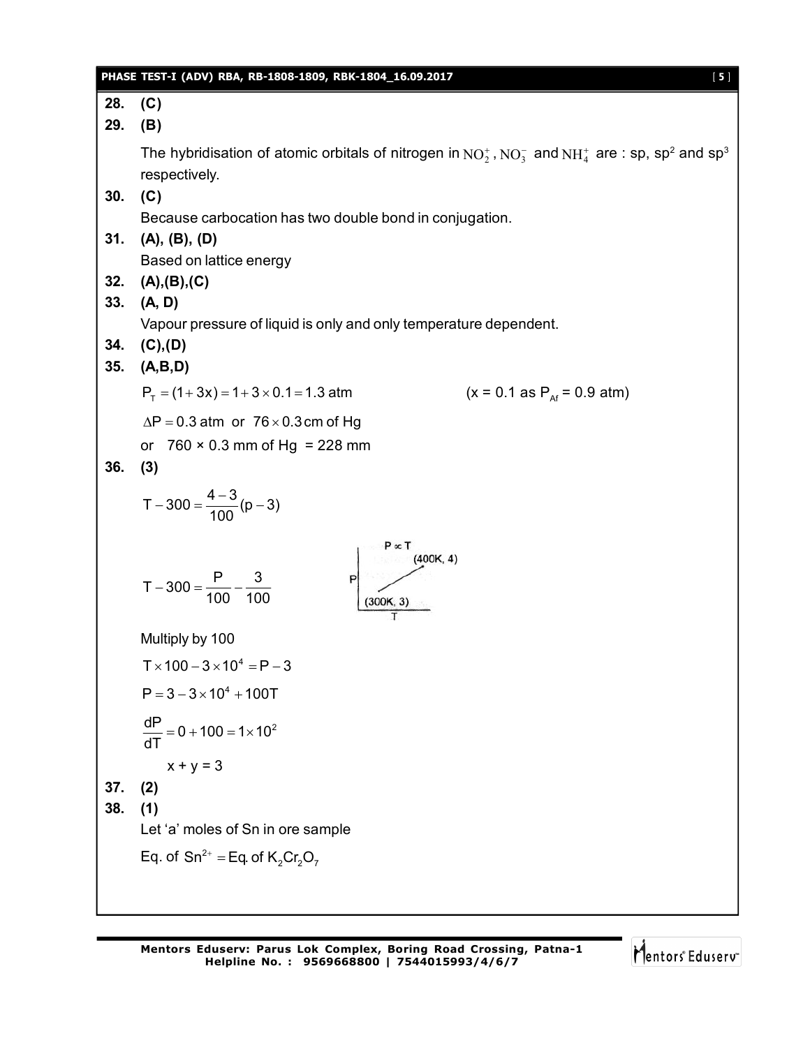**28. (C)**

**29. (B)**

The hybridisation of atomic orbitals of nitrogen in $NO_2^+$, $NO_3^-$ and $NH_4^+$ are : sp, sp$^2$ and sp$^3$ respectively.

**30. (C)**

Because carbocation has two double bond in conjugation.

**31. (A), (B), (D)**

Based on lattice energy

**32. (A),(B),(C)**

**33. (A, D)**

Vapour pressure of liquid is only and only temperature dependent.

**34. (C),(D)**

**35. (A,B,D)**

$P_T = (1+3x) = 1+3\times 0.1 = 1.3$ atm (x = 0.1 as $P_{Af}$ = 0.9 atm)

$\Delta P = 0.3$ atm or $76\times 0.3$ cm of Hg

or $760 \times 0.3$ mm of Hg = 228 mm

**36. (3)**

$$T - 300 = \frac{4-3}{100}(p-3)$$

$$T - 300 = \frac{P}{100} - \frac{3}{100}$$

P ∝ T

(400K, 4)

(300K, 3)

Multiply by 100

$$T\times 100 - 3\times 10^4 = P - 3$$

$$P = 3 - 3\times 10^4 + 100T$$

$$\frac{dP}{dT} = 0 + 100 = 1\times 10^2$$

$x + y = 3$

**37. (2)**

**38. (1)**

Let 'a' moles of Sn in ore sample

Eq. of $Sn^{2+}$ = Eq. of $K_2Cr_2O_7$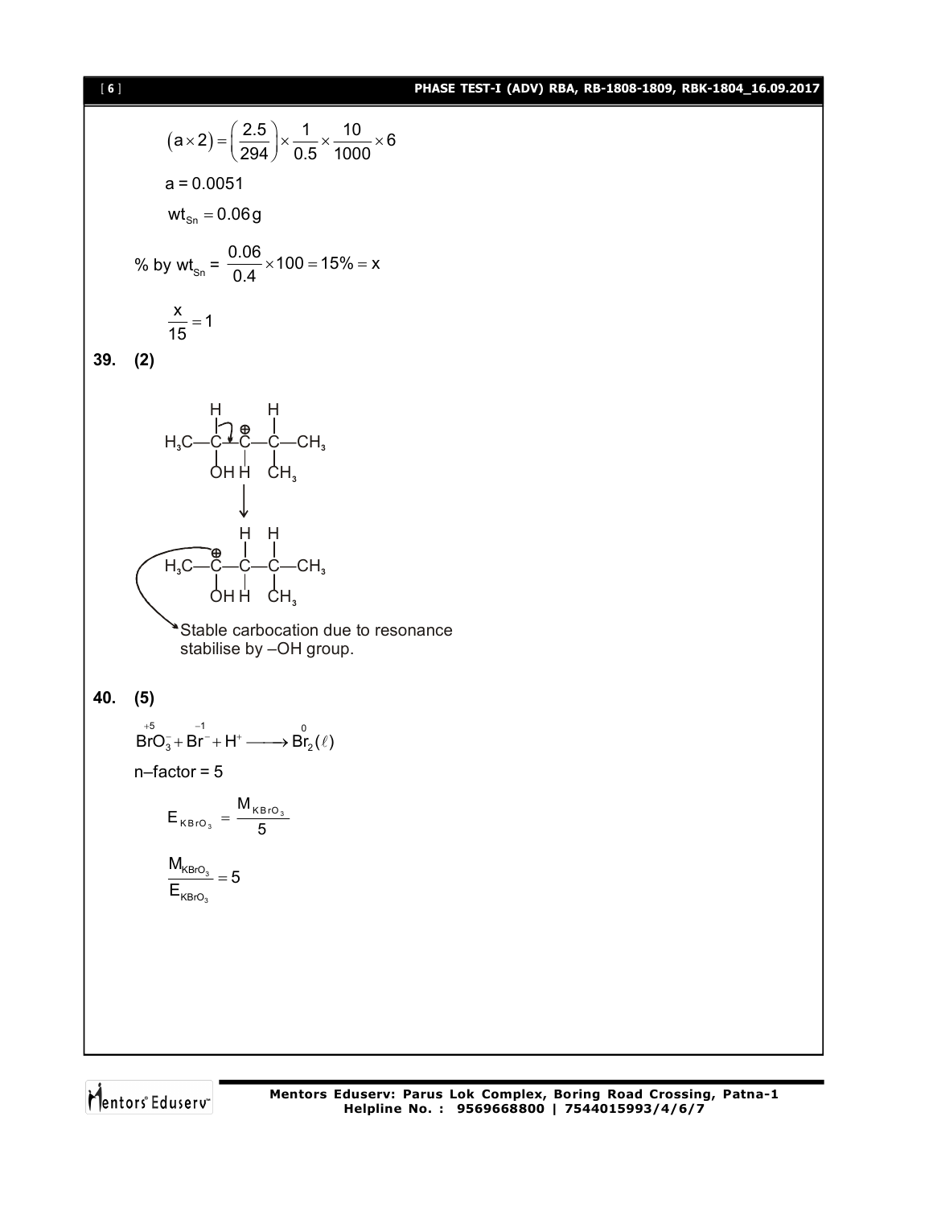$$(a \times 2) = \left(\frac{2.5}{294}\right) \times \frac{1}{0.5} \times \frac{10}{1000} \times 6$$

$a = 0.0051$

$wt_{Sn} = 0.06\,g$

% by $wt_{Sn}$ = $\frac{0.06}{0.4} \times 100 = 15\% = x$

$\frac{x}{15} = 1$

**39. (2)**

$$H_3C-\underset{OH}{\overset{H}{C}}-\underset{H}{\overset{\oplus}{C}}-\underset{CH_3}{\overset{H}{C}}-CH_3$$

$$\downarrow$$

$$H_3C-\underset{OH}{\overset{\oplus}{C}}-\underset{H}{\overset{H}{C}}-\underset{CH_3}{\overset{H}{C}}-CH_3$$

Stable carbocation due to resonance stabilise by –OH group.

**40. (5)**

$$\overset{+5}{BrO_3^-} + \overset{-1}{Br^-} + H^+ \longrightarrow \overset{0}{Br_2}(\ell)$$

n–factor = 5

$$E_{KBrO_3} = \frac{M_{KBrO_3}}{5}$$

$$\frac{M_{KBrO_3}}{E_{KBrO_3}} = 5$$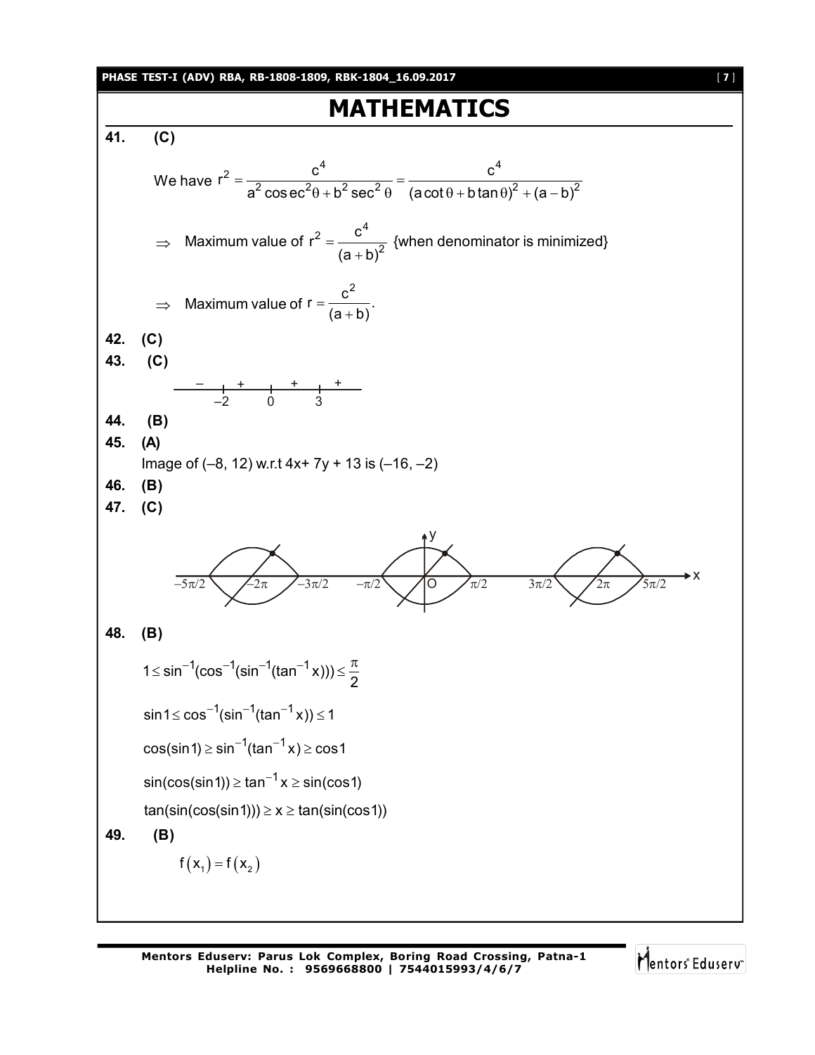# MATHEMATICS

**41. (C)**

We have $r^2 = \dfrac{c^4}{a^2\operatorname{cosec}^2\theta + b^2\sec^2\theta} = \dfrac{c^4}{(a\cot\theta + b\tan\theta)^2 + (a-b)^2}$

$\Rightarrow$ Maximum value of $r^2 = \dfrac{c^4}{(a+b)^2}$ {when denominator is minimized}

$\Rightarrow$ Maximum value of $r = \dfrac{c^2}{(a+b)}$.

**42. (C)**

**43. (C)**

Sign scheme: $-$ before $-2$; $+$ between $-2$ and $0$; $+$ between $0$ and $3$; $+$ after $3$.

**44. (B)**

**45. (A)**

Image of (–8, 12) w.r.t 4x+ 7y + 13 is (–16, –2)

**46. (B)**

**47. (C)**

Graph points on x-axis: $-5\pi/2$, $-2\pi$, $-3\pi/2$, $-\pi/2$, O, $\pi/2$, $3\pi/2$, $2\pi$, $5\pi/2$

**48. (B)**

$$1 \le \sin^{-1}(\cos^{-1}(\sin^{-1}(\tan^{-1}x))) \le \frac{\pi}{2}$$

$$\sin 1 \le \cos^{-1}(\sin^{-1}(\tan^{-1}x)) \le 1$$

$$\cos(\sin 1) \ge \sin^{-1}(\tan^{-1}x) \ge \cos 1$$

$$\sin(\cos(\sin 1)) \ge \tan^{-1}x \ge \sin(\cos 1)$$

$$\tan(\sin(\cos(\sin 1))) \ge x \ge \tan(\sin(\cos 1))$$

**49. (B)**

$$f(x_1) = f(x_2)$$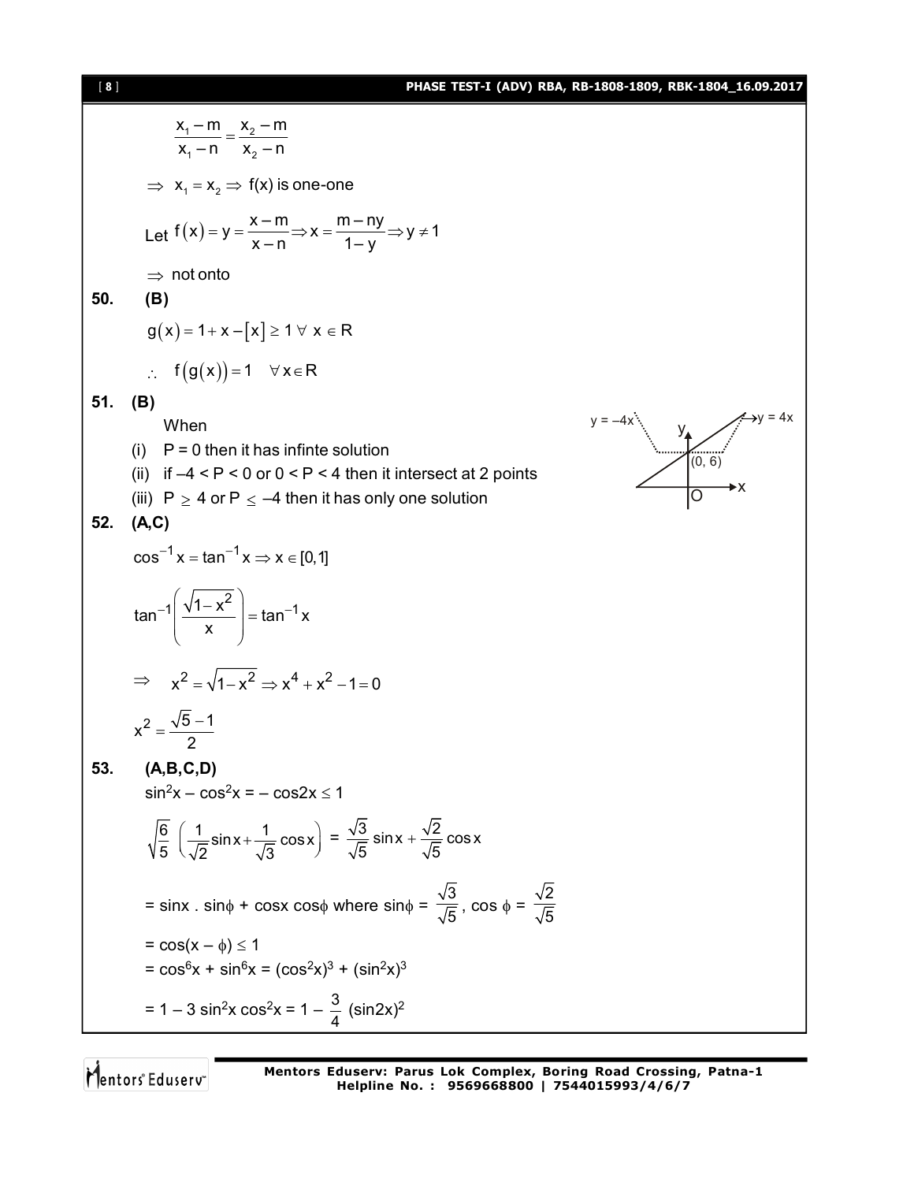$$\frac{x_1 - m}{x_1 - n} = \frac{x_2 - m}{x_2 - n}$$

$\Rightarrow x_1 = x_2 \Rightarrow$ f(x) is one-one

Let $f(x) = y = \frac{x-m}{x-n} \Rightarrow x = \frac{m-ny}{1-y} \Rightarrow y \neq 1$

$\Rightarrow$ not onto

**50. (B)**

$g(x) = 1 + x - [x] \geq 1 \ \forall \ x \in R$

$\therefore \ f(g(x)) = 1 \quad \forall x \in R$

**51. (B)**

When

(i) P = 0 then it has infinte solution

(ii) if $-4 < P < 0$ or $0 < P < 4$ then it intersect at 2 points

(iii) $P \geq 4$ or $P \leq -4$ then it has only one solution

**52. (A,C)**

$\cos^{-1} x = \tan^{-1} x \Rightarrow x \in [0,1]$

$$\tan^{-1}\left(\frac{\sqrt{1-x^2}}{x}\right) = \tan^{-1} x$$

$$\Rightarrow \quad x^2 = \sqrt{1-x^2} \Rightarrow x^4 + x^2 - 1 = 0$$

$$x^2 = \frac{\sqrt{5}-1}{2}$$

**53. (A,B,C,D)**

$\sin^2 x - \cos^2 x = -\cos 2x \leq 1$

$$\sqrt{\frac{6}{5}}\left(\frac{1}{\sqrt{2}}\sin x + \frac{1}{\sqrt{3}}\cos x\right) = \frac{\sqrt{3}}{\sqrt{5}}\sin x + \frac{\sqrt{2}}{\sqrt{5}}\cos x$$

$= \sin x \,.\, \sin\phi + \cos x \cos\phi$ where $\sin\phi = \frac{\sqrt{3}}{\sqrt{5}}$, $\cos\phi = \frac{\sqrt{2}}{\sqrt{5}}$

$= \cos(x - \phi) \leq 1$

$= \cos^6 x + \sin^6 x = (\cos^2 x)^3 + (\sin^2 x)^3$

$= 1 - 3\sin^2 x \cos^2 x = 1 - \frac{3}{4}(\sin 2x)^2$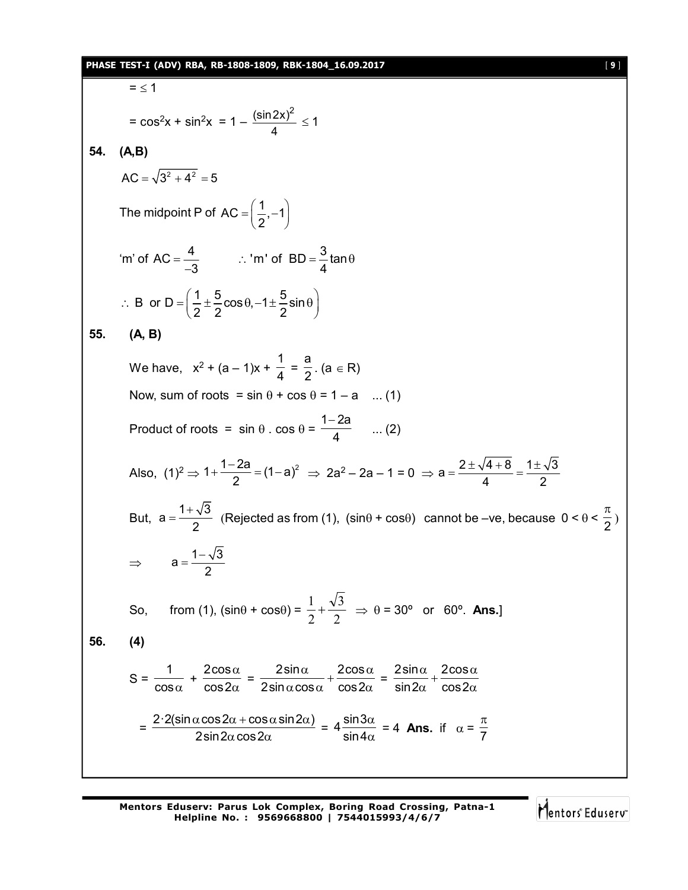$= \leq 1$

$= \cos^2x + \sin^2x = 1 - \frac{(\sin 2x)^2}{4} \leq 1$

**54. (A,B)**

$AC = \sqrt{3^2 + 4^2} = 5$

The midpoint P of $AC = \left(\frac{1}{2}, -1\right)$

'm' of $AC = \frac{4}{-3}$ $\quad \therefore$ 'm' of $BD = \frac{3}{4}\tan\theta$

$\therefore$ B or $D = \left(\frac{1}{2} \pm \frac{5}{2}\cos\theta, -1 \pm \frac{5}{2}\sin\theta\right)$

**55. (A, B)**

We have, $x^2 + (a - 1)x + \frac{1}{4} = \frac{a}{2}$. $(a \in R)$

Now, sum of roots $= \sin\theta + \cos\theta = 1 - a$ ... (1)

Product of roots $= \sin\theta \cdot \cos\theta = \frac{1-2a}{4}$ ... (2)

Also, $(1)^2 \Rightarrow 1 + \frac{1-2a}{2} = (1-a)^2 \Rightarrow 2a^2 - 2a - 1 = 0 \Rightarrow a = \frac{2 \pm \sqrt{4+8}}{4} = \frac{1 \pm \sqrt{3}}{2}$

But, $a = \frac{1+\sqrt{3}}{2}$ (Rejected as from (1), $(\sin\theta + \cos\theta)$ cannot be –ve, because $0 < \theta < \frac{\pi}{2}$)

$\Rightarrow \quad a = \frac{1-\sqrt{3}}{2}$

So, from (1), $(\sin\theta + \cos\theta) = \frac{1}{2} + \frac{\sqrt{3}}{2} \Rightarrow \theta = 30°$ or $60°$. **Ans.**]

**56. (4)**

$S = \frac{1}{\cos\alpha} + \frac{2\cos\alpha}{\cos 2\alpha} = \frac{2\sin\alpha}{2\sin\alpha\cos\alpha} + \frac{2\cos\alpha}{\cos 2\alpha} = \frac{2\sin\alpha}{\sin 2\alpha} + \frac{2\cos\alpha}{\cos 2\alpha}$

$= \frac{2 \cdot 2(\sin\alpha\cos 2\alpha + \cos\alpha\sin 2\alpha)}{2\sin 2\alpha\cos 2\alpha} = 4\frac{\sin 3\alpha}{\sin 4\alpha} = 4$ **Ans.** if $\alpha = \frac{\pi}{7}$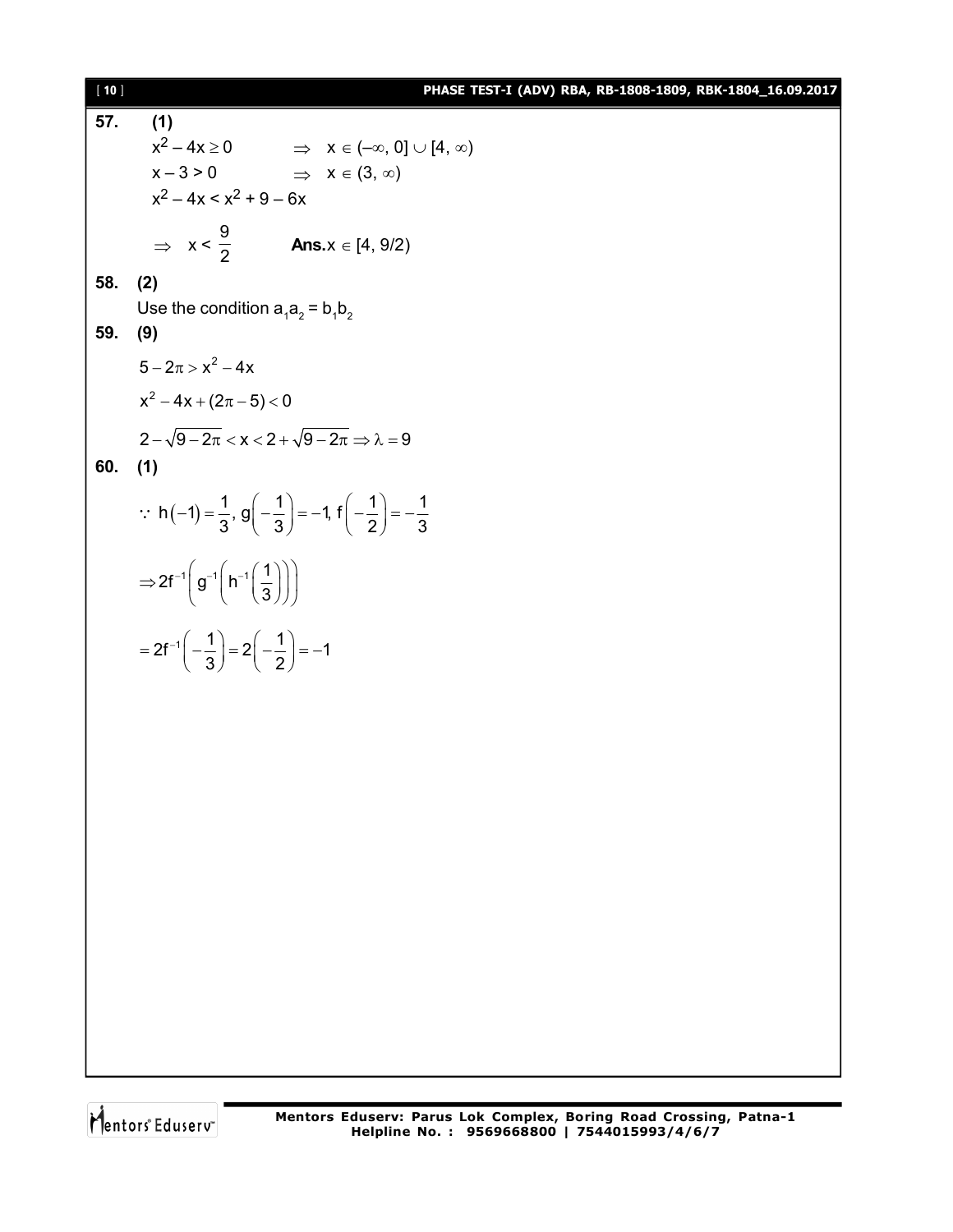**57.** **(1)**

$x^2 - 4x \geq 0 \quad \Rightarrow \quad x \in (-\infty, 0] \cup [4, \infty)$

$x - 3 > 0 \quad \Rightarrow \quad x \in (3, \infty)$

$x^2 - 4x < x^2 + 9 - 6x$

$\Rightarrow \quad x < \dfrac{9}{2} \qquad$ **Ans.** $x \in [4, 9/2)$

**58.** **(2)**

Use the condition $a_1a_2 = b_1b_2$

**59.** **(9)**

$5 - 2\pi > x^2 - 4x$

$x^2 - 4x + (2\pi - 5) < 0$

$2 - \sqrt{9 - 2\pi} < x < 2 + \sqrt{9 - 2\pi} \Rightarrow \lambda = 9$

**60.** **(1)**

$\because \ h(-1) = \dfrac{1}{3}, \ g\left(-\dfrac{1}{3}\right) = -1, \ f\left(-\dfrac{1}{2}\right) = -\dfrac{1}{3}$

$\Rightarrow 2f^{-1}\left(g^{-1}\left(h^{-1}\left(\dfrac{1}{3}\right)\right)\right)$

$= 2f^{-1}\left(-\dfrac{1}{3}\right) = 2\left(-\dfrac{1}{2}\right) = -1$